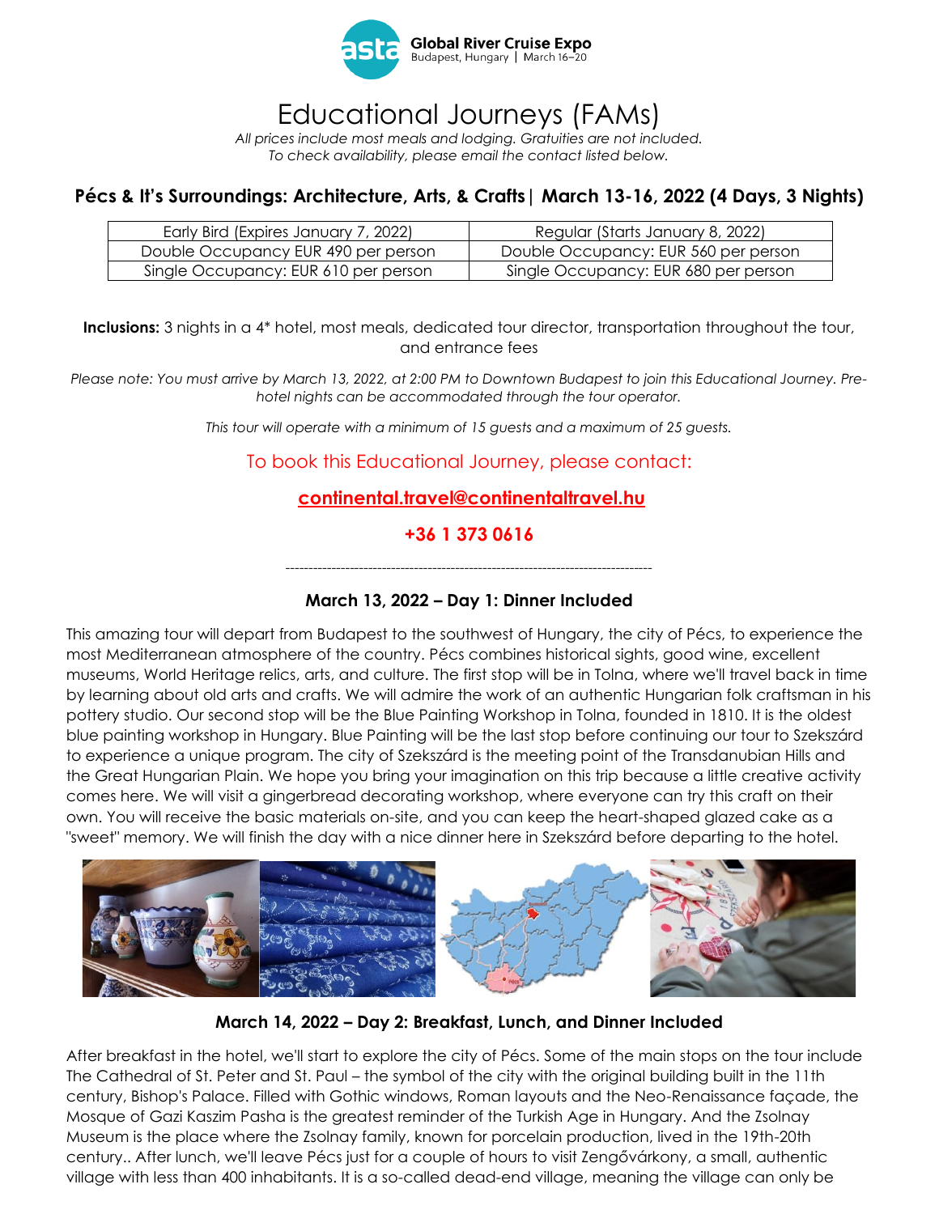**Global River Cruise Expo**
Budapest, Hungary | March 16–20

# Educational Journeys (FAMs)

*All prices include most meals and lodging. Gratuities are not included.*
*To check availability, please email the contact listed below.*

## Pécs & It's Surroundings: Architecture, Arts, & Crafts| March 13-16, 2022 (4 Days, 3 Nights)

| Early Bird (Expires January 7, 2022) | Regular (Starts January 8, 2022) |
|---|---|
| Double Occupancy EUR 490 per person | Double Occupancy: EUR 560 per person |
| Single Occupancy: EUR 610 per person | Single Occupancy: EUR 680 per person |

**Inclusions:** 3 nights in a 4* hotel, most meals, dedicated tour director, transportation throughout the tour, and entrance fees

*Please note: You must arrive by March 13, 2022, at 2:00 PM to Downtown Budapest to join this Educational Journey. Pre-hotel nights can be accommodated through the tour operator.*

*This tour will operate with a minimum of 15 guests and a maximum of 25 guests.*

To book this Educational Journey, please contact:

**continental.travel@continentaltravel.hu**

**+36 1 373 0616**

--------------------------------------------------------------------------------

### March 13, 2022 – Day 1: Dinner Included

This amazing tour will depart from Budapest to the southwest of Hungary, the city of Pécs, to experience the most Mediterranean atmosphere of the country. Pécs combines historical sights, good wine, excellent museums, World Heritage relics, arts, and culture. The first stop will be in Tolna, where we'll travel back in time by learning about old arts and crafts. We will admire the work of an authentic Hungarian folk craftsman in his pottery studio. Our second stop will be the Blue Painting Workshop in Tolna, founded in 1810. It is the oldest blue painting workshop in Hungary. Blue Painting will be the last stop before continuing our tour to Szekszárd to experience a unique program. The city of Szekszárd is the meeting point of the Transdanubian Hills and the Great Hungarian Plain. We hope you bring your imagination on this trip because a little creative activity comes here. We will visit a gingerbread decorating workshop, where everyone can try this craft on their own. You will receive the basic materials on-site, and you can keep the heart-shaped glazed cake as a "sweet" memory. We will finish the day with a nice dinner here in Szekszárd before departing to the hotel.

### March 14, 2022 – Day 2: Breakfast, Lunch, and Dinner Included

After breakfast in the hotel, we'll start to explore the city of Pécs. Some of the main stops on the tour include The Cathedral of St. Peter and St. Paul – the symbol of the city with the original building built in the 11th century, Bishop's Palace. Filled with Gothic windows, Roman layouts and the Neo-Renaissance façade, the Mosque of Gazi Kaszim Pasha is the greatest reminder of the Turkish Age in Hungary. And the Zsolnay Museum is the place where the Zsolnay family, known for porcelain production, lived in the 19th-20th century.. After lunch, we'll leave Pécs just for a couple of hours to visit Zengővárkony, a small, authentic village with less than 400 inhabitants. It is a so-called dead-end village, meaning the village can only be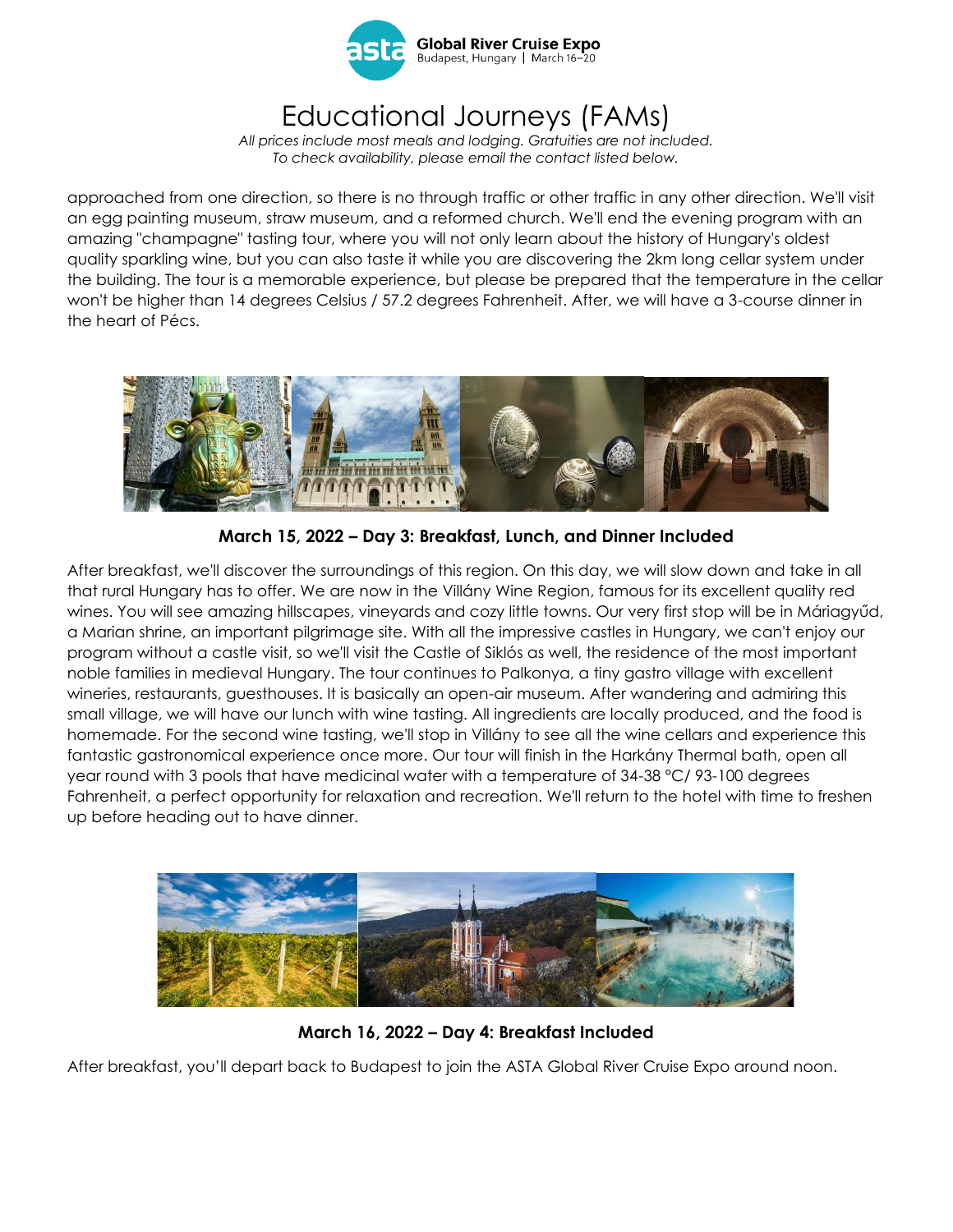# Educational Journeys (FAMs)

*All prices include most meals and lodging. Gratuities are not included.*
*To check availability, please email the contact listed below.*

approached from one direction, so there is no through traffic or other traffic in any other direction. We'll visit an egg painting museum, straw museum, and a reformed church. We'll end the evening program with an amazing "champagne" tasting tour, where you will not only learn about the history of Hungary's oldest quality sparkling wine, but you can also taste it while you are discovering the 2km long cellar system under the building. The tour is a memorable experience, but please be prepared that the temperature in the cellar won't be higher than 14 degrees Celsius / 57.2 degrees Fahrenheit. After, we will have a 3-course dinner in the heart of Pécs.

**March 15, 2022 – Day 3: Breakfast, Lunch, and Dinner Included**

After breakfast, we'll discover the surroundings of this region. On this day, we will slow down and take in all that rural Hungary has to offer. We are now in the Villány Wine Region, famous for its excellent quality red wines. You will see amazing hillscapes, vineyards and cozy little towns. Our very first stop will be in Máriagyűd, a Marian shrine, an important pilgrimage site. With all the impressive castles in Hungary, we can't enjoy our program without a castle visit, so we'll visit the Castle of Siklós as well, the residence of the most important noble families in medieval Hungary. The tour continues to Palkonya, a tiny gastro village with excellent wineries, restaurants, guesthouses. It is basically an open-air museum. After wandering and admiring this small village, we will have our lunch with wine tasting. All ingredients are locally produced, and the food is homemade. For the second wine tasting, we'll stop in Villány to see all the wine cellars and experience this fantastic gastronomical experience once more. Our tour will finish in the Harkány Thermal bath, open all year round with 3 pools that have medicinal water with a temperature of 34-38 °C/ 93-100 degrees Fahrenheit, a perfect opportunity for relaxation and recreation. We'll return to the hotel with time to freshen up before heading out to have dinner.

**March 16, 2022 – Day 4: Breakfast Included**

After breakfast, you'll depart back to Budapest to join the ASTA Global River Cruise Expo around noon.